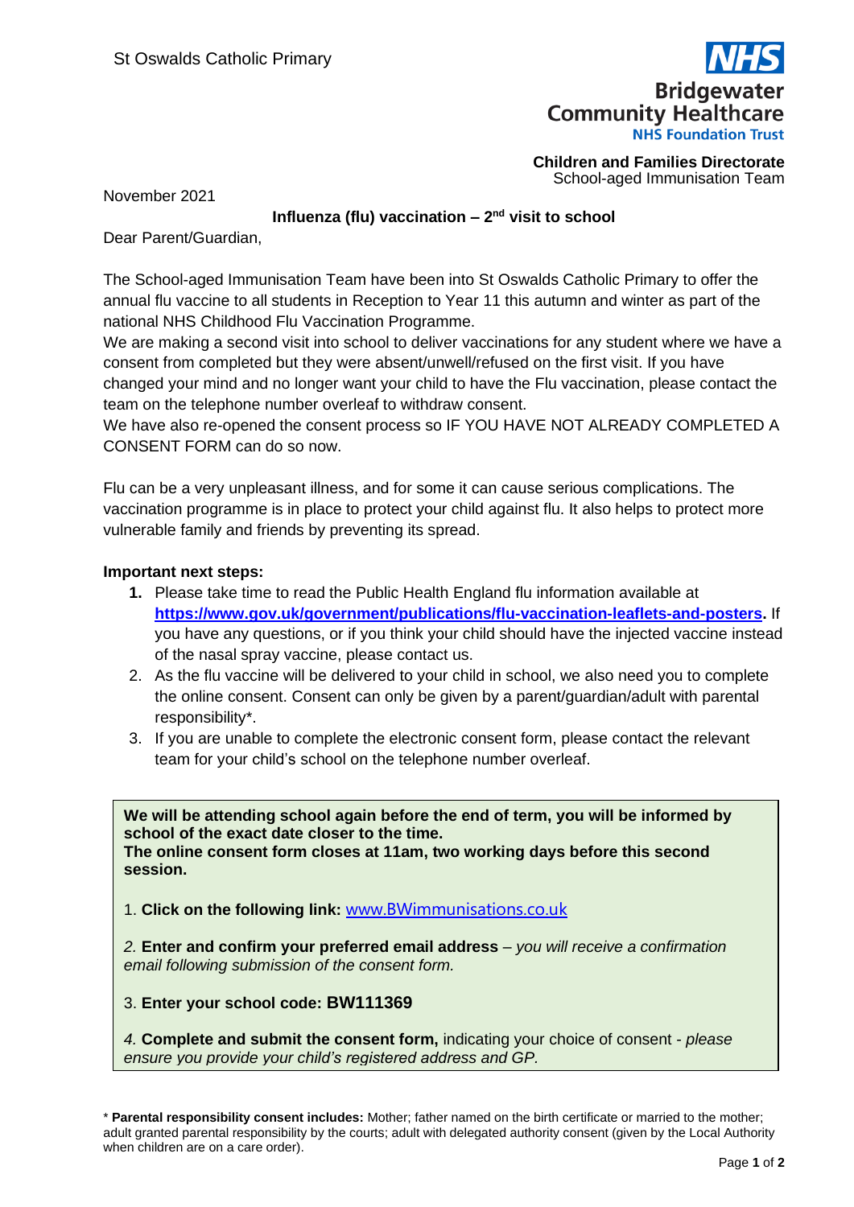St Oswalds Catholic Primary

**NHS**
**Bridgewater Community Healthcare**
**NHS Foundation Trust**

**Children and Families Directorate**
School-aged Immunisation Team

November 2021

**Influenza (flu) vaccination – 2nd visit to school**

Dear Parent/Guardian,

The School-aged Immunisation Team have been into St Oswalds Catholic Primary to offer the annual flu vaccine to all students in Reception to Year 11 this autumn and winter as part of the national NHS Childhood Flu Vaccination Programme.
We are making a second visit into school to deliver vaccinations for any student where we have a consent from completed but they were absent/unwell/refused on the first visit. If you have changed your mind and no longer want your child to have the Flu vaccination, please contact the team on the telephone number overleaf to withdraw consent.
We have also re-opened the consent process so IF YOU HAVE NOT ALREADY COMPLETED A CONSENT FORM can do so now.

Flu can be a very unpleasant illness, and for some it can cause serious complications. The vaccination programme is in place to protect your child against flu. It also helps to protect more vulnerable family and friends by preventing its spread.

**Important next steps:**

1. Please take time to read the Public Health England flu information available at **https://www.gov.uk/government/publications/flu-vaccination-leaflets-and-posters.** If you have any questions, or if you think your child should have the injected vaccine instead of the nasal spray vaccine, please contact us.
2. As the flu vaccine will be delivered to your child in school, we also need you to complete the online consent. Consent can only be given by a parent/guardian/adult with parental responsibility*.
3. If you are unable to complete the electronic consent form, please contact the relevant team for your child's school on the telephone number overleaf.

**We will be attending school again before the end of term, you will be informed by school of the exact date closer to the time.**
**The online consent form closes at 11am, two working days before this second session.**

1. **Click on the following link:** www.BWimmunisations.co.uk

*2.* **Enter and confirm your preferred email address** – *you will receive a confirmation email following submission of the consent form.*

3. **Enter your school code: BW111369**

*4.* **Complete and submit the consent form,** indicating your choice of consent - *please ensure you provide your child's registered address and GP.*

\* **Parental responsibility consent includes:** Mother; father named on the birth certificate or married to the mother; adult granted parental responsibility by the courts; adult with delegated authority consent (given by the Local Authority when children are on a care order).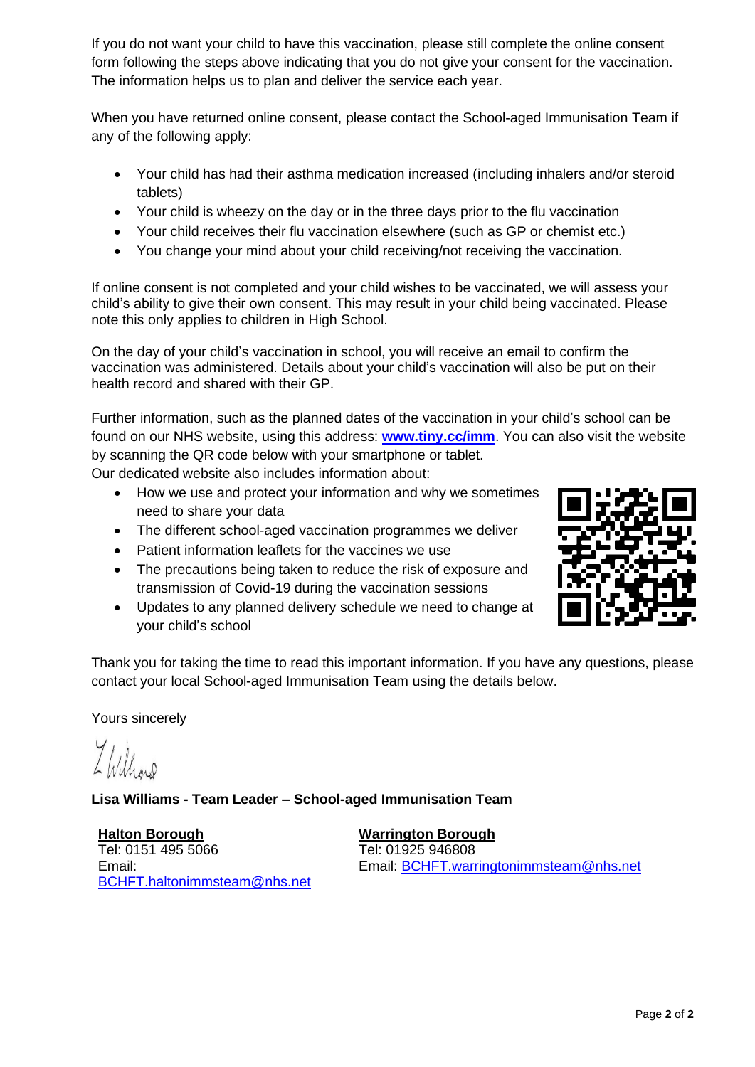If you do not want your child to have this vaccination, please still complete the online consent form following the steps above indicating that you do not give your consent for the vaccination. The information helps us to plan and deliver the service each year.

When you have returned online consent, please contact the School-aged Immunisation Team if any of the following apply:

- Your child has had their asthma medication increased (including inhalers and/or steroid tablets)
- Your child is wheezy on the day or in the three days prior to the flu vaccination
- Your child receives their flu vaccination elsewhere (such as GP or chemist etc.)
- You change your mind about your child receiving/not receiving the vaccination.

If online consent is not completed and your child wishes to be vaccinated, we will assess your child's ability to give their own consent. This may result in your child being vaccinated. Please note this only applies to children in High School.

On the day of your child's vaccination in school, you will receive an email to confirm the vaccination was administered. Details about your child's vaccination will also be put on their health record and shared with their GP.

Further information, such as the planned dates of the vaccination in your child's school can be found on our NHS website, using this address: **www.tiny.cc/imm**. You can also visit the website by scanning the QR code below with your smartphone or tablet.

Our dedicated website also includes information about:

- How we use and protect your information and why we sometimes need to share your data
- The different school-aged vaccination programmes we deliver
- Patient information leaflets for the vaccines we use
- The precautions being taken to reduce the risk of exposure and transmission of Covid-19 during the vaccination sessions
- Updates to any planned delivery schedule we need to change at your child's school

Thank you for taking the time to read this important information. If you have any questions, please contact your local School-aged Immunisation Team using the details below.

Yours sincerely

L Williams

**Lisa Williams - Team Leader – School-aged Immunisation Team**

**Halton Borough**
Tel: 0151 495 5066
Email:
BCHFT.haltonimmsteam@nhs.net

**Warrington Borough**
Tel: 01925 946808
Email: BCHFT.warringtonimmsteam@nhs.net